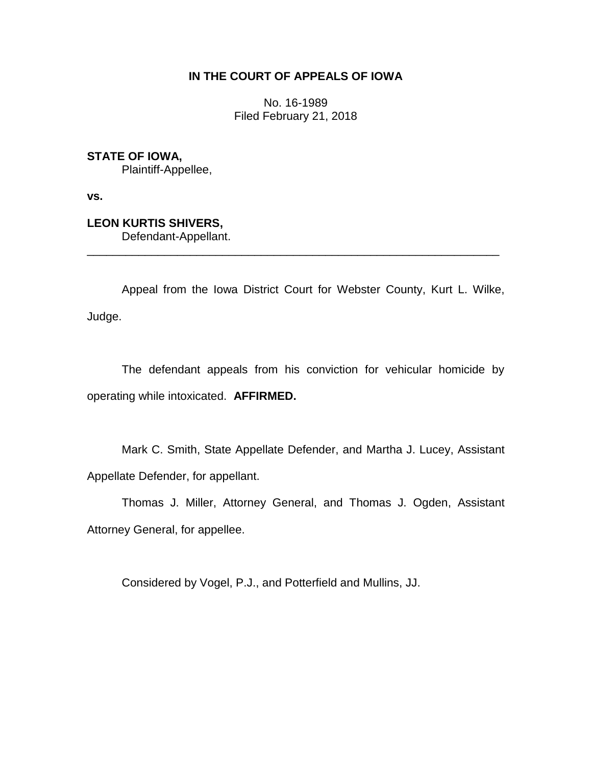**IN THE COURT OF APPEALS OF IOWA**

No. 16-1989
Filed February 21, 2018

**STATE OF IOWA,**
Plaintiff-Appellee,

**vs.**

**LEON KURTIS SHIVERS,**
Defendant-Appellant.

---

Appeal from the Iowa District Court for Webster County, Kurt L. Wilke, Judge.

The defendant appeals from his conviction for vehicular homicide by operating while intoxicated. **AFFIRMED.**

Mark C. Smith, State Appellate Defender, and Martha J. Lucey, Assistant Appellate Defender, for appellant.

Thomas J. Miller, Attorney General, and Thomas J. Ogden, Assistant Attorney General, for appellee.

Considered by Vogel, P.J., and Potterfield and Mullins, JJ.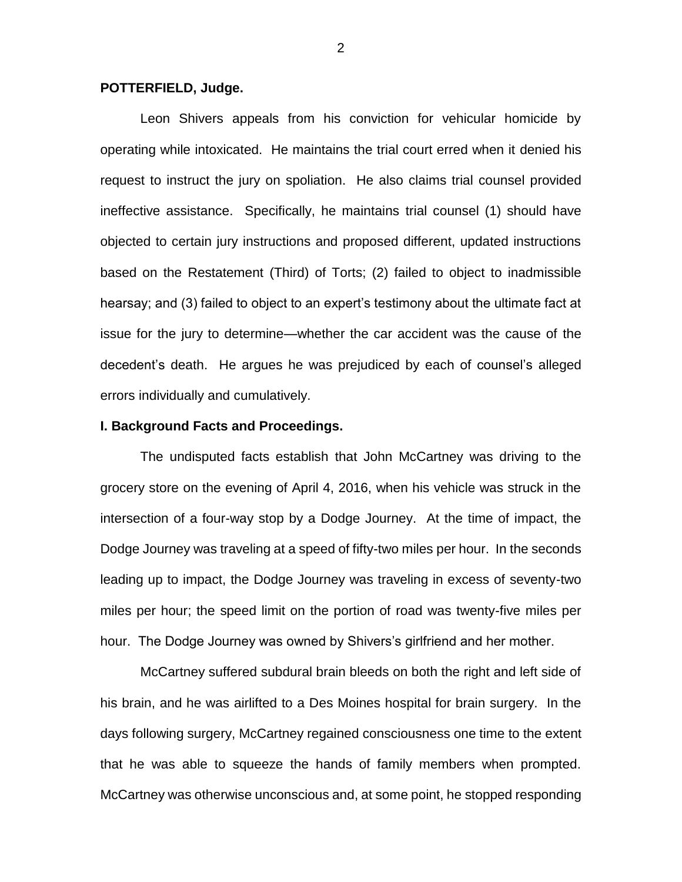**POTTERFIELD, Judge.**

Leon Shivers appeals from his conviction for vehicular homicide by operating while intoxicated. He maintains the trial court erred when it denied his request to instruct the jury on spoliation. He also claims trial counsel provided ineffective assistance. Specifically, he maintains trial counsel (1) should have objected to certain jury instructions and proposed different, updated instructions based on the Restatement (Third) of Torts; (2) failed to object to inadmissible hearsay; and (3) failed to object to an expert's testimony about the ultimate fact at issue for the jury to determine—whether the car accident was the cause of the decedent's death. He argues he was prejudiced by each of counsel's alleged errors individually and cumulatively.

**I. Background Facts and Proceedings.**

The undisputed facts establish that John McCartney was driving to the grocery store on the evening of April 4, 2016, when his vehicle was struck in the intersection of a four-way stop by a Dodge Journey. At the time of impact, the Dodge Journey was traveling at a speed of fifty-two miles per hour. In the seconds leading up to impact, the Dodge Journey was traveling in excess of seventy-two miles per hour; the speed limit on the portion of road was twenty-five miles per hour. The Dodge Journey was owned by Shivers's girlfriend and her mother.

McCartney suffered subdural brain bleeds on both the right and left side of his brain, and he was airlifted to a Des Moines hospital for brain surgery. In the days following surgery, McCartney regained consciousness one time to the extent that he was able to squeeze the hands of family members when prompted. McCartney was otherwise unconscious and, at some point, he stopped responding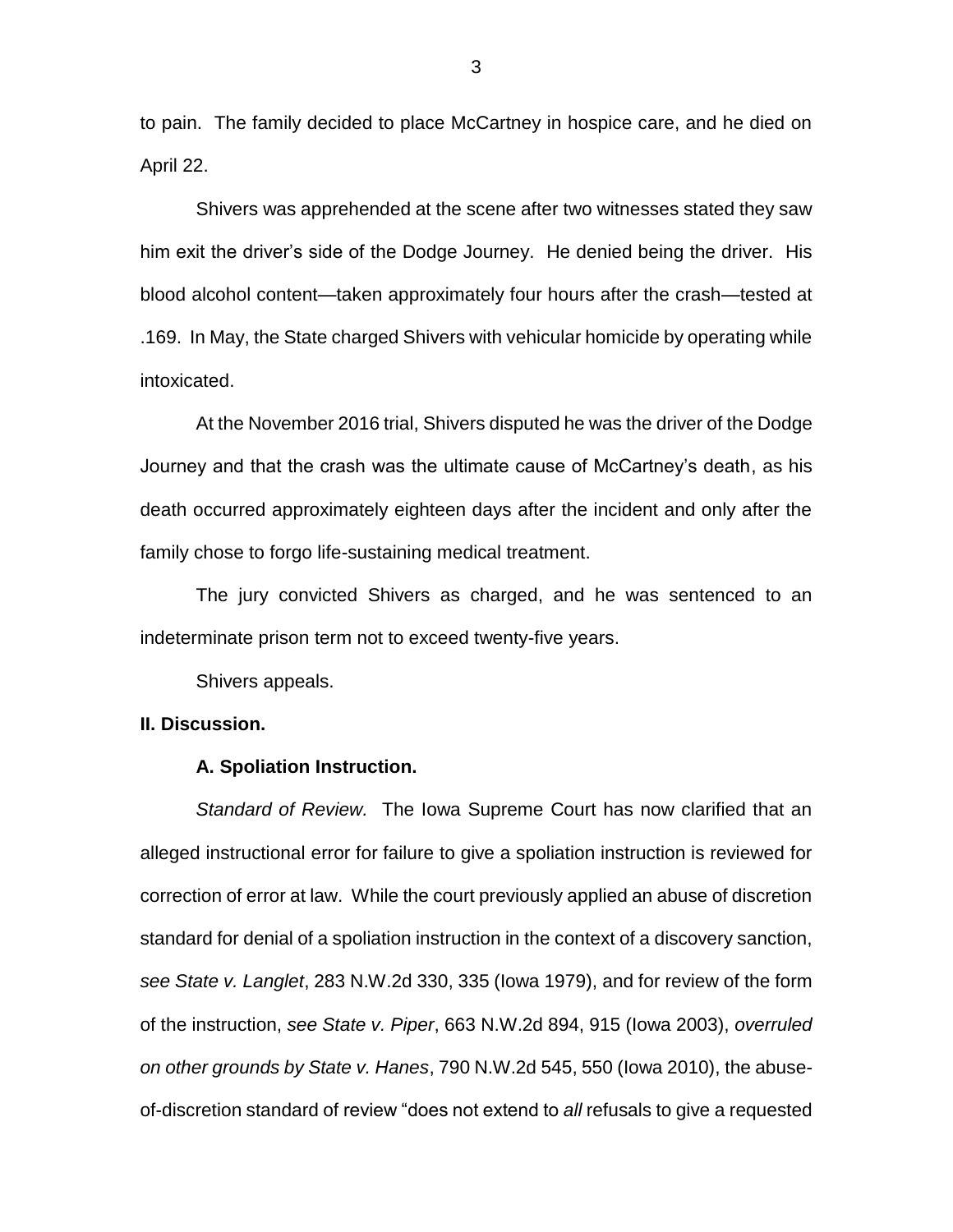to pain. The family decided to place McCartney in hospice care, and he died on April 22.

Shivers was apprehended at the scene after two witnesses stated they saw him exit the driver's side of the Dodge Journey. He denied being the driver. His blood alcohol content—taken approximately four hours after the crash—tested at .169. In May, the State charged Shivers with vehicular homicide by operating while intoxicated.

At the November 2016 trial, Shivers disputed he was the driver of the Dodge Journey and that the crash was the ultimate cause of McCartney's death, as his death occurred approximately eighteen days after the incident and only after the family chose to forgo life-sustaining medical treatment.

The jury convicted Shivers as charged, and he was sentenced to an indeterminate prison term not to exceed twenty-five years.

Shivers appeals.

## II. Discussion.

### A. Spoliation Instruction.

*Standard of Review.* The Iowa Supreme Court has now clarified that an alleged instructional error for failure to give a spoliation instruction is reviewed for correction of error at law. While the court previously applied an abuse of discretion standard for denial of a spoliation instruction in the context of a discovery sanction, *see State v. Langlet*, 283 N.W.2d 330, 335 (Iowa 1979), and for review of the form of the instruction, *see State v. Piper*, 663 N.W.2d 894, 915 (Iowa 2003), *overruled on other grounds by State v. Hanes*, 790 N.W.2d 545, 550 (Iowa 2010), the abuse-of-discretion standard of review "does not extend to *all* refusals to give a requested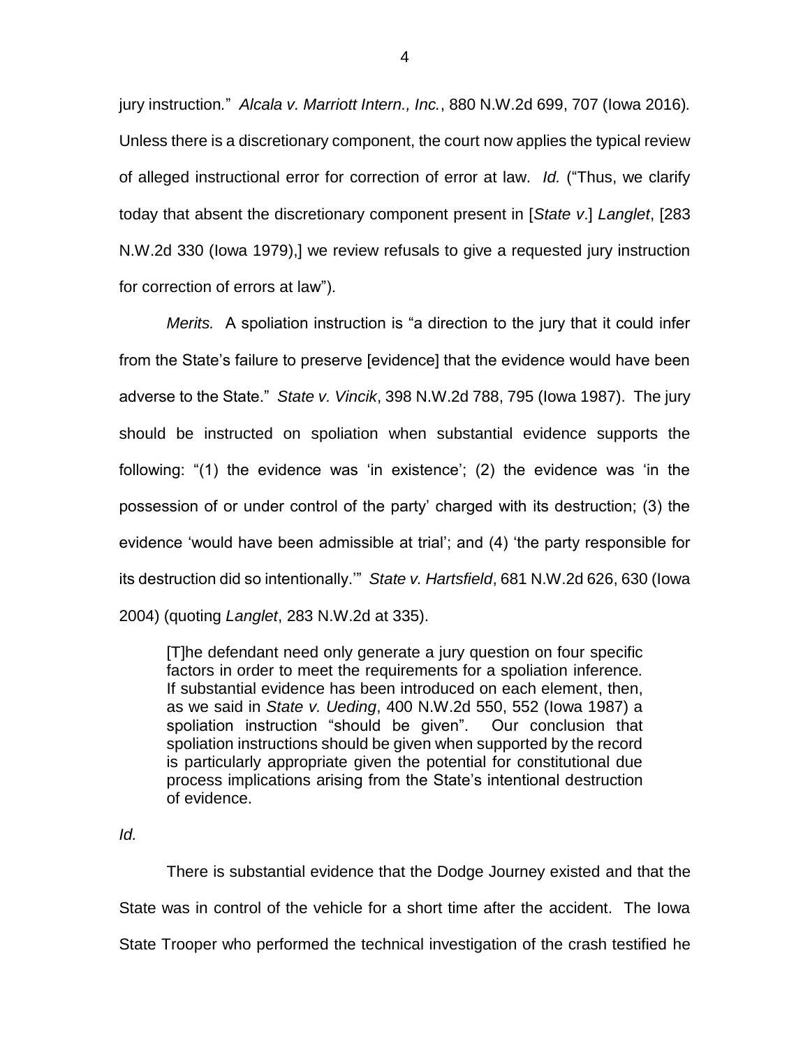jury instruction." *Alcala v. Marriott Intern., Inc.*, 880 N.W.2d 699, 707 (Iowa 2016). Unless there is a discretionary component, the court now applies the typical review of alleged instructional error for correction of error at law. *Id.* ("Thus, we clarify today that absent the discretionary component present in [*State v*.] *Langlet*, [283 N.W.2d 330 (Iowa 1979),] we review refusals to give a requested jury instruction for correction of errors at law").

*Merits.* A spoliation instruction is "a direction to the jury that it could infer from the State's failure to preserve [evidence] that the evidence would have been adverse to the State." *State v. Vincik*, 398 N.W.2d 788, 795 (Iowa 1987). The jury should be instructed on spoliation when substantial evidence supports the following: "(1) the evidence was 'in existence'; (2) the evidence was 'in the possession of or under control of the party' charged with its destruction; (3) the evidence 'would have been admissible at trial'; and (4) 'the party responsible for its destruction did so intentionally.'" *State v. Hartsfield*, 681 N.W.2d 626, 630 (Iowa 2004) (quoting *Langlet*, 283 N.W.2d at 335).

> [T]he defendant need only generate a jury question on four specific factors in order to meet the requirements for a spoliation inference. If substantial evidence has been introduced on each element, then, as we said in *State v. Ueding*, 400 N.W.2d 550, 552 (Iowa 1987) a spoliation instruction "should be given". Our conclusion that spoliation instructions should be given when supported by the record is particularly appropriate given the potential for constitutional due process implications arising from the State's intentional destruction of evidence.

*Id.*

There is substantial evidence that the Dodge Journey existed and that the State was in control of the vehicle for a short time after the accident. The Iowa State Trooper who performed the technical investigation of the crash testified he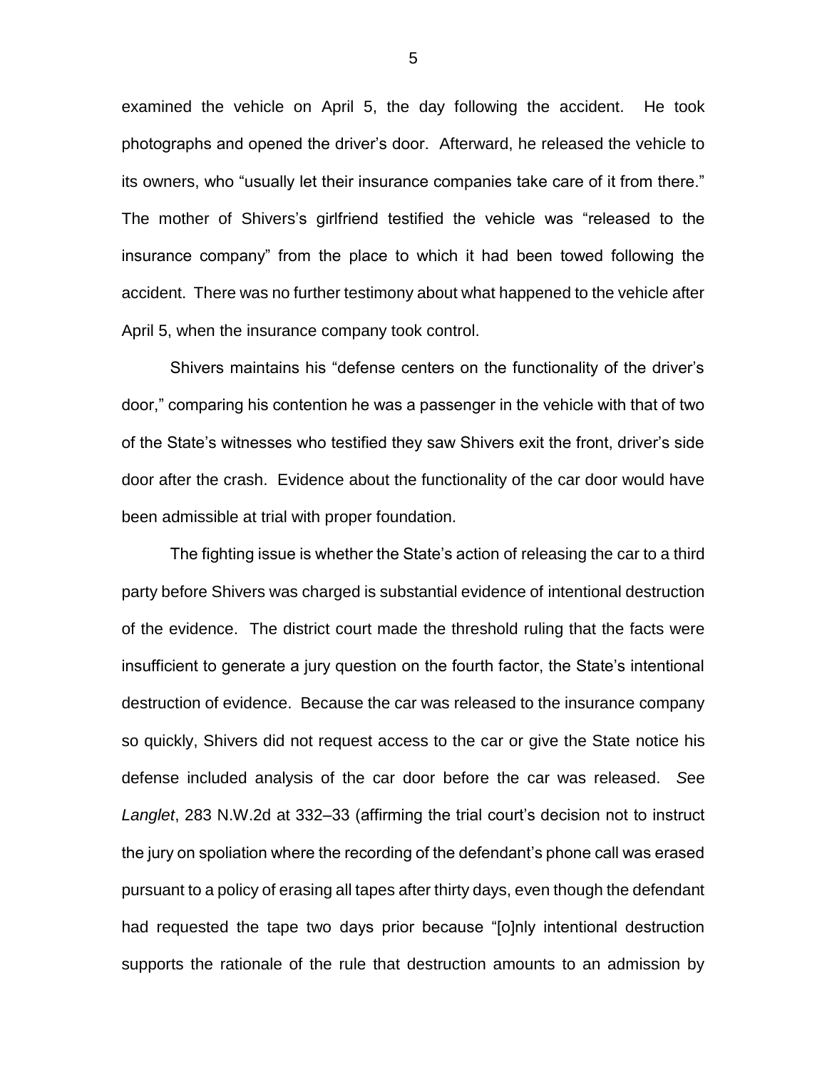examined the vehicle on April 5, the day following the accident. He took photographs and opened the driver's door. Afterward, he released the vehicle to its owners, who "usually let their insurance companies take care of it from there." The mother of Shivers's girlfriend testified the vehicle was "released to the insurance company" from the place to which it had been towed following the accident. There was no further testimony about what happened to the vehicle after April 5, when the insurance company took control.

Shivers maintains his "defense centers on the functionality of the driver's door," comparing his contention he was a passenger in the vehicle with that of two of the State's witnesses who testified they saw Shivers exit the front, driver's side door after the crash. Evidence about the functionality of the car door would have been admissible at trial with proper foundation.

The fighting issue is whether the State's action of releasing the car to a third party before Shivers was charged is substantial evidence of intentional destruction of the evidence. The district court made the threshold ruling that the facts were insufficient to generate a jury question on the fourth factor, the State's intentional destruction of evidence. Because the car was released to the insurance company so quickly, Shivers did not request access to the car or give the State notice his defense included analysis of the car door before the car was released. *See* *Langlet*, 283 N.W.2d at 332–33 (affirming the trial court's decision not to instruct the jury on spoliation where the recording of the defendant's phone call was erased pursuant to a policy of erasing all tapes after thirty days, even though the defendant had requested the tape two days prior because "[o]nly intentional destruction supports the rationale of the rule that destruction amounts to an admission by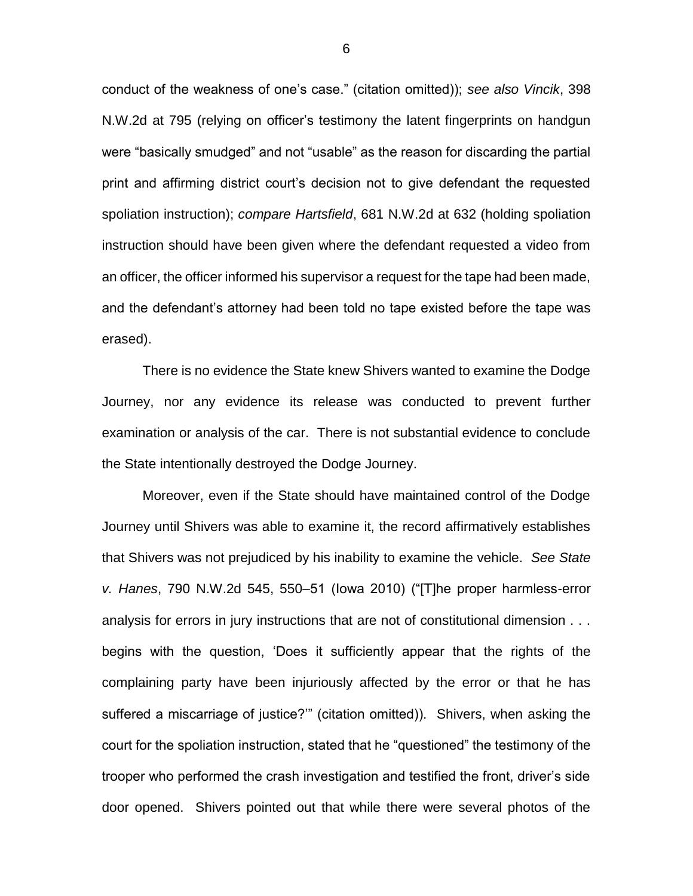conduct of the weakness of one's case." (citation omitted)); *see also Vincik*, 398 N.W.2d at 795 (relying on officer's testimony the latent fingerprints on handgun were "basically smudged" and not "usable" as the reason for discarding the partial print and affirming district court's decision not to give defendant the requested spoliation instruction); *compare Hartsfield*, 681 N.W.2d at 632 (holding spoliation instruction should have been given where the defendant requested a video from an officer, the officer informed his supervisor a request for the tape had been made, and the defendant's attorney had been told no tape existed before the tape was erased).

There is no evidence the State knew Shivers wanted to examine the Dodge Journey, nor any evidence its release was conducted to prevent further examination or analysis of the car. There is not substantial evidence to conclude the State intentionally destroyed the Dodge Journey.

Moreover, even if the State should have maintained control of the Dodge Journey until Shivers was able to examine it, the record affirmatively establishes that Shivers was not prejudiced by his inability to examine the vehicle. *See State v. Hanes*, 790 N.W.2d 545, 550–51 (Iowa 2010) ("[T]he proper harmless-error analysis for errors in jury instructions that are not of constitutional dimension . . . begins with the question, 'Does it sufficiently appear that the rights of the complaining party have been injuriously affected by the error or that he has suffered a miscarriage of justice?'" (citation omitted)). Shivers, when asking the court for the spoliation instruction, stated that he "questioned" the testimony of the trooper who performed the crash investigation and testified the front, driver's side door opened. Shivers pointed out that while there were several photos of the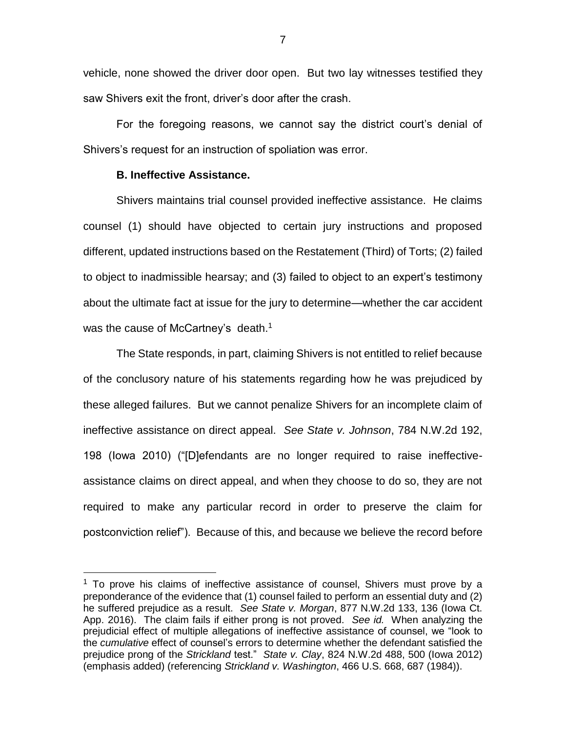vehicle, none showed the driver door open. But two lay witnesses testified they saw Shivers exit the front, driver's door after the crash.

For the foregoing reasons, we cannot say the district court's denial of Shivers's request for an instruction of spoliation was error.

### B. Ineffective Assistance.

Shivers maintains trial counsel provided ineffective assistance. He claims counsel (1) should have objected to certain jury instructions and proposed different, updated instructions based on the Restatement (Third) of Torts; (2) failed to object to inadmissible hearsay; and (3) failed to object to an expert's testimony about the ultimate fact at issue for the jury to determine—whether the car accident was the cause of McCartney's death.[1]

The State responds, in part, claiming Shivers is not entitled to relief because of the conclusory nature of his statements regarding how he was prejudiced by these alleged failures. But we cannot penalize Shivers for an incomplete claim of ineffective assistance on direct appeal. *See State v. Johnson*, 784 N.W.2d 192, 198 (Iowa 2010) ("[D]efendants are no longer required to raise ineffective-assistance claims on direct appeal, and when they choose to do so, they are not required to make any particular record in order to preserve the claim for postconviction relief"). Because of this, and because we believe the record before

---

[1] To prove his claims of ineffective assistance of counsel, Shivers must prove by a preponderance of the evidence that (1) counsel failed to perform an essential duty and (2) he suffered prejudice as a result. *See State v. Morgan*, 877 N.W.2d 133, 136 (Iowa Ct. App. 2016). The claim fails if either prong is not proved. *See id.* When analyzing the prejudicial effect of multiple allegations of ineffective assistance of counsel, we "look to the *cumulative* effect of counsel's errors to determine whether the defendant satisfied the prejudice prong of the *Strickland* test." *State v. Clay*, 824 N.W.2d 488, 500 (Iowa 2012) (emphasis added) (referencing *Strickland v. Washington*, 466 U.S. 668, 687 (1984)).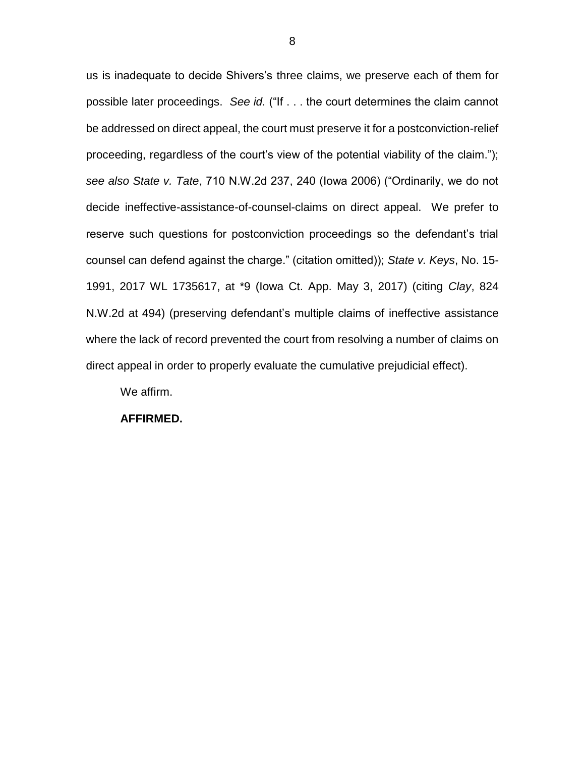us is inadequate to decide Shivers's three claims, we preserve each of them for possible later proceedings. *See id.* ("If . . . the court determines the claim cannot be addressed on direct appeal, the court must preserve it for a postconviction-relief proceeding, regardless of the court's view of the potential viability of the claim."); *see also State v. Tate*, 710 N.W.2d 237, 240 (Iowa 2006) ("Ordinarily, we do not decide ineffective-assistance-of-counsel-claims on direct appeal. We prefer to reserve such questions for postconviction proceedings so the defendant's trial counsel can defend against the charge." (citation omitted)); *State v. Keys*, No. 15-1991, 2017 WL 1735617, at *9 (Iowa Ct. App. May 3, 2017) (citing *Clay*, 824 N.W.2d at 494) (preserving defendant's multiple claims of ineffective assistance where the lack of record prevented the court from resolving a number of claims on direct appeal in order to properly evaluate the cumulative prejudicial effect).

We affirm.

**AFFIRMED.**